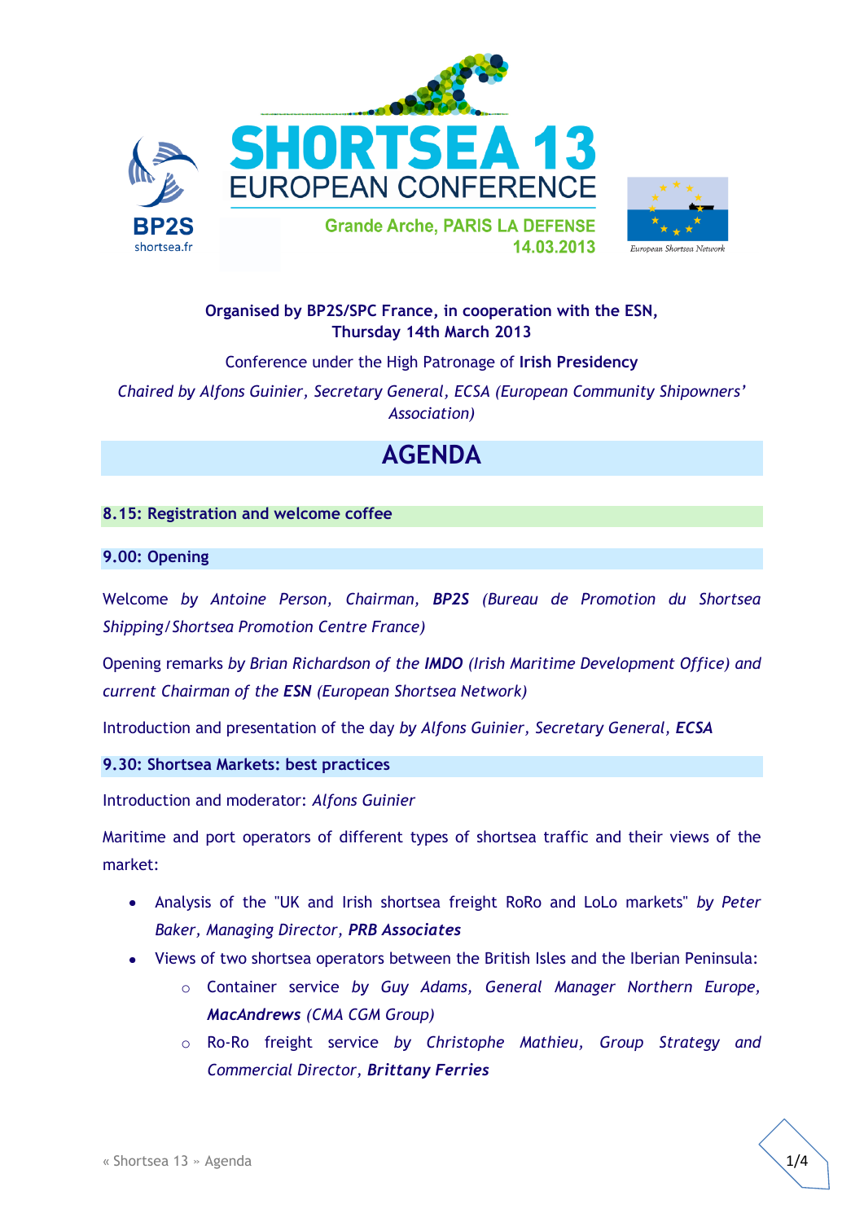# SHORTSEA 13
## EUROPEAN CONFERENCE

**Grande Arche, PARIS LA DEFENSE**
**14.03.2013**

BP2S shortsea.fr

European Shortsea Network

**Organised by BP2S/SPC France, in cooperation with the ESN,**
**Thursday 14th March 2013**

Conference under the High Patronage of **Irish Presidency**

*Chaired by Alfons Guinier, Secretary General, ECSA (European Community Shipowners' Association)*

# AGENDA

### 8.15: Registration and welcome coffee

### 9.00: Opening

Welcome *by Antoine Person, Chairman,* ***BP2S*** *(Bureau de Promotion du Shortsea Shipping/Shortsea Promotion Centre France)*

Opening remarks *by Brian Richardson of the* ***IMDO*** *(Irish Maritime Development Office) and current Chairman of the* ***ESN*** *(European Shortsea Network)*

Introduction and presentation of the day *by Alfons Guinier, Secretary General,* ***ECSA***

### 9.30: Shortsea Markets: best practices

Introduction and moderator: *Alfons Guinier*

Maritime and port operators of different types of shortsea traffic and their views of the market:

- Analysis of the "UK and Irish shortsea freight RoRo and LoLo markets" *by Peter Baker, Managing Director,* ***PRB Associates***
- Views of two shortsea operators between the British Isles and the Iberian Peninsula:
  - Container service *by Guy Adams, General Manager Northern Europe,* ***MacAndrews*** *(CMA CGM Group)*
  - Ro-Ro freight service *by Christophe Mathieu, Group Strategy and Commercial Director,* ***Brittany Ferries***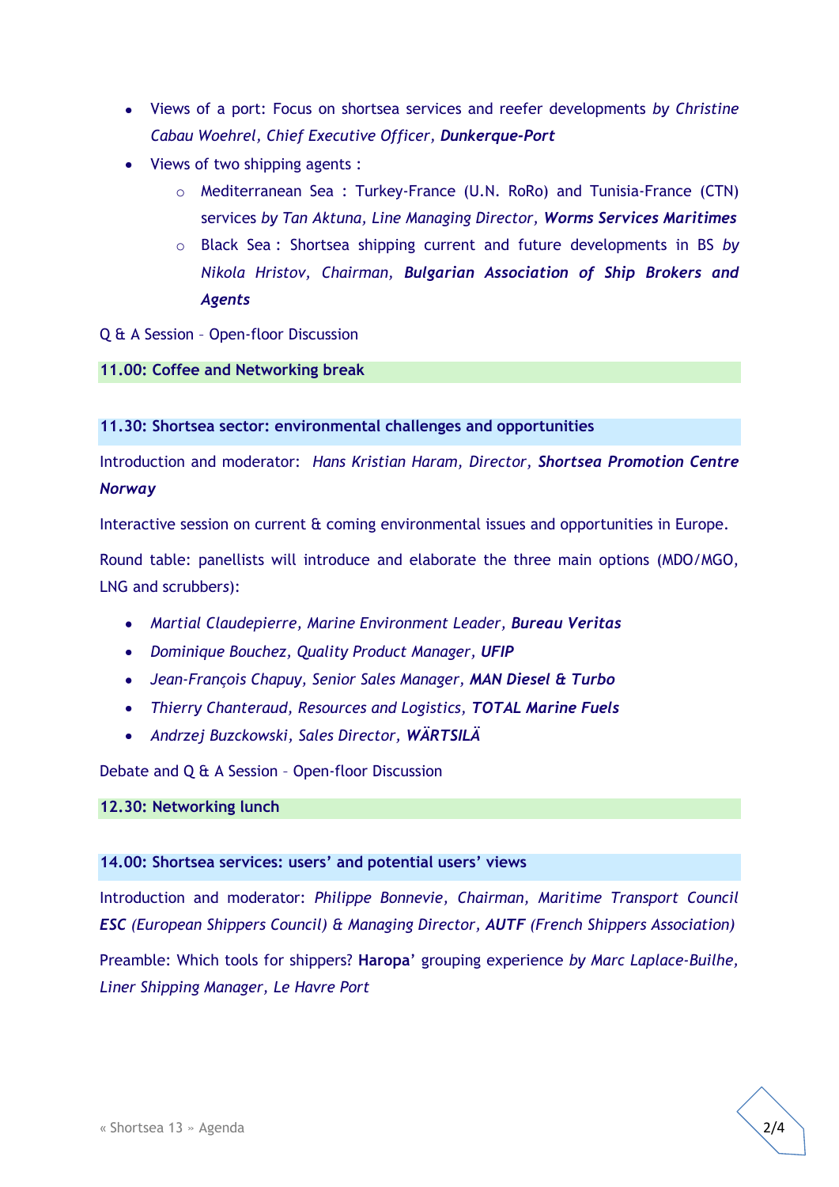- Views of a port: Focus on shortsea services and reefer developments *by Christine Cabau Woehrel, Chief Executive Officer,* ***Dunkerque-Port***
- Views of two shipping agents :
  - Mediterranean Sea : Turkey-France (U.N. RoRo) and Tunisia-France (CTN) services *by Tan Aktuna, Line Managing Director,* ***Worms Services Maritimes***
  - Black Sea : Shortsea shipping current and future developments in BS *by Nikola Hristov, Chairman,* ***Bulgarian Association of Ship Brokers and Agents***

Q & A Session – Open-floor Discussion

**11.00: Coffee and Networking break**

**11.30: Shortsea sector: environmental challenges and opportunities**

Introduction and moderator: *Hans Kristian Haram, Director,* ***Shortsea Promotion Centre Norway***

Interactive session on current & coming environmental issues and opportunities in Europe.

Round table: panellists will introduce and elaborate the three main options (MDO/MGO, LNG and scrubbers):

- *Martial Claudepierre, Marine Environment Leader,* ***Bureau Veritas***
- *Dominique Bouchez, Quality Product Manager,* ***UFIP***
- *Jean-François Chapuy, Senior Sales Manager,* ***MAN Diesel & Turbo***
- *Thierry Chanteraud, Resources and Logistics,* ***TOTAL Marine Fuels***
- *Andrzej Buzckowski, Sales Director,* ***WÄRTSILÄ***

Debate and Q & A Session – Open-floor Discussion

**12.30: Networking lunch**

**14.00: Shortsea services: users' and potential users' views**

Introduction and moderator: *Philippe Bonnevie, Chairman, Maritime Transport Council* ***ESC*** *(European Shippers Council) & Managing Director,* ***AUTF*** *(French Shippers Association)*

Preamble: Which tools for shippers? **Haropa**' grouping experience *by Marc Laplace-Builhe, Liner Shipping Manager, Le Havre Port*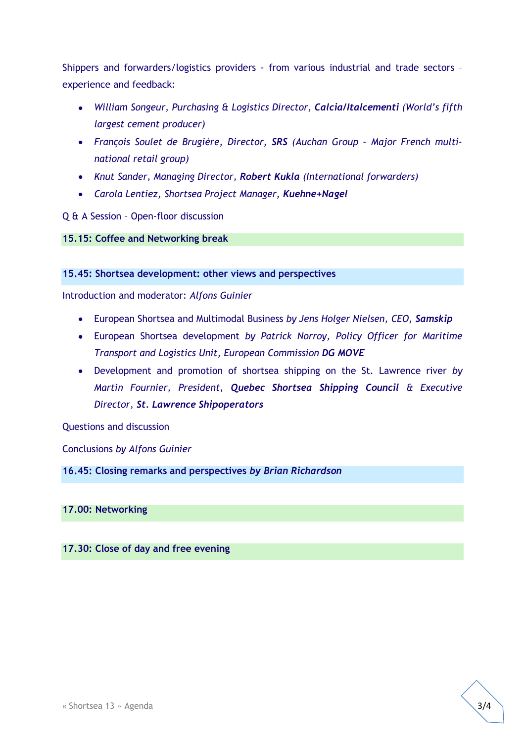Shippers and forwarders/logistics providers - from various industrial and trade sectors – experience and feedback:

- *William Songeur, Purchasing & Logistics Director,* ***Calcia/Italcementi*** *(World's fifth largest cement producer)*
- *François Soulet de Brugière, Director,* ***SRS*** *(Auchan Group – Major French multi-national retail group)*
- *Knut Sander, Managing Director,* ***Robert Kukla*** *(International forwarders)*
- *Carola Lentiez, Shortsea Project Manager,* ***Kuehne+Nagel***

Q & A Session – Open-floor discussion

**15.15: Coffee and Networking break**

**15.45: Shortsea development: other views and perspectives**

Introduction and moderator: *Alfons Guinier*

- European Shortsea and Multimodal Business *by Jens Holger Nielsen, CEO,* ***Samskip***
- European Shortsea development *by Patrick Norroy, Policy Officer for Maritime Transport and Logistics Unit, European Commission* ***DG MOVE***
- Development and promotion of shortsea shipping on the St. Lawrence river *by Martin Fournier, President,* ***Quebec Shortsea Shipping Council*** *& Executive Director,* ***St. Lawrence Shipoperators***

Questions and discussion

Conclusions *by Alfons Guinier*

**16.45: Closing remarks and perspectives *by Brian Richardson***

**17.00: Networking**

**17.30: Close of day and free evening**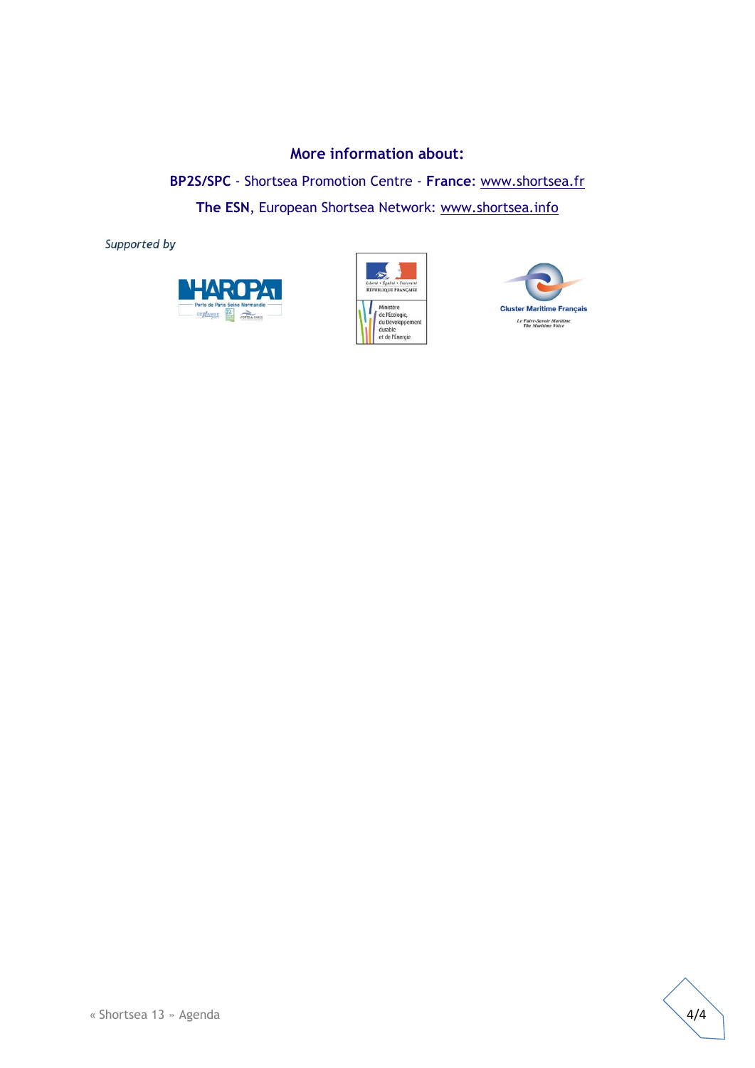**More information about:**

**BP2S/SPC** - Shortsea Promotion Centre - **France**: www.shortsea.fr

**The ESN**, European Shortsea Network: www.shortsea.info

*Supported by*